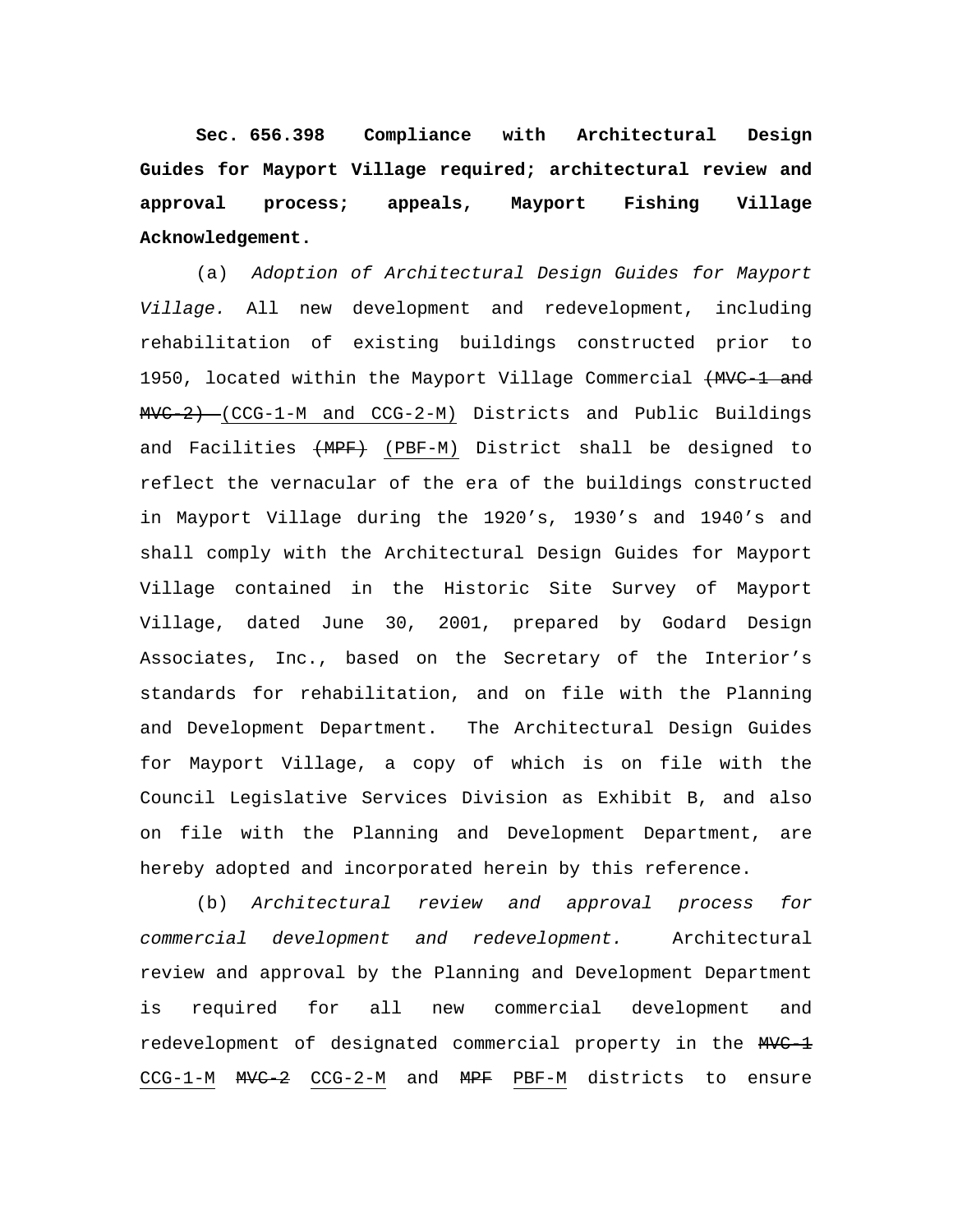**Sec. 656.398 Compliance with Architectural Design Guides for Mayport Village required; architectural review and approval process; appeals, Mayport Fishing Village Acknowledgement.**

(a) *Adoption of Architectural Design Guides for Mayport Village.* All new development and redevelopment, including rehabilitation of existing buildings constructed prior to 1950, located within the Mayport Village Commercial ~~(MVC-1 and MVC-2)~~ <u>(CCG-1-M and CCG-2-M)</u> Districts and Public Buildings and Facilities ~~(MPF)~~ <u>(PBF-M)</u> District shall be designed to reflect the vernacular of the era of the buildings constructed in Mayport Village during the 1920's, 1930's and 1940's and shall comply with the Architectural Design Guides for Mayport Village contained in the Historic Site Survey of Mayport Village, dated June 30, 2001, prepared by Godard Design Associates, Inc., based on the Secretary of the Interior's standards for rehabilitation, and on file with the Planning and Development Department. The Architectural Design Guides for Mayport Village, a copy of which is on file with the Council Legislative Services Division as Exhibit B, and also on file with the Planning and Development Department, are hereby adopted and incorporated herein by this reference.

(b) *Architectural review and approval process for commercial development and redevelopment.* Architectural review and approval by the Planning and Development Department is required for all new commercial development and redevelopment of designated commercial property in the ~~MVC-1~~ <u>CCG-1-M</u> ~~MVC-2~~ <u>CCG-2-M</u> and ~~MPF~~ <u>PBF-M</u> districts to ensure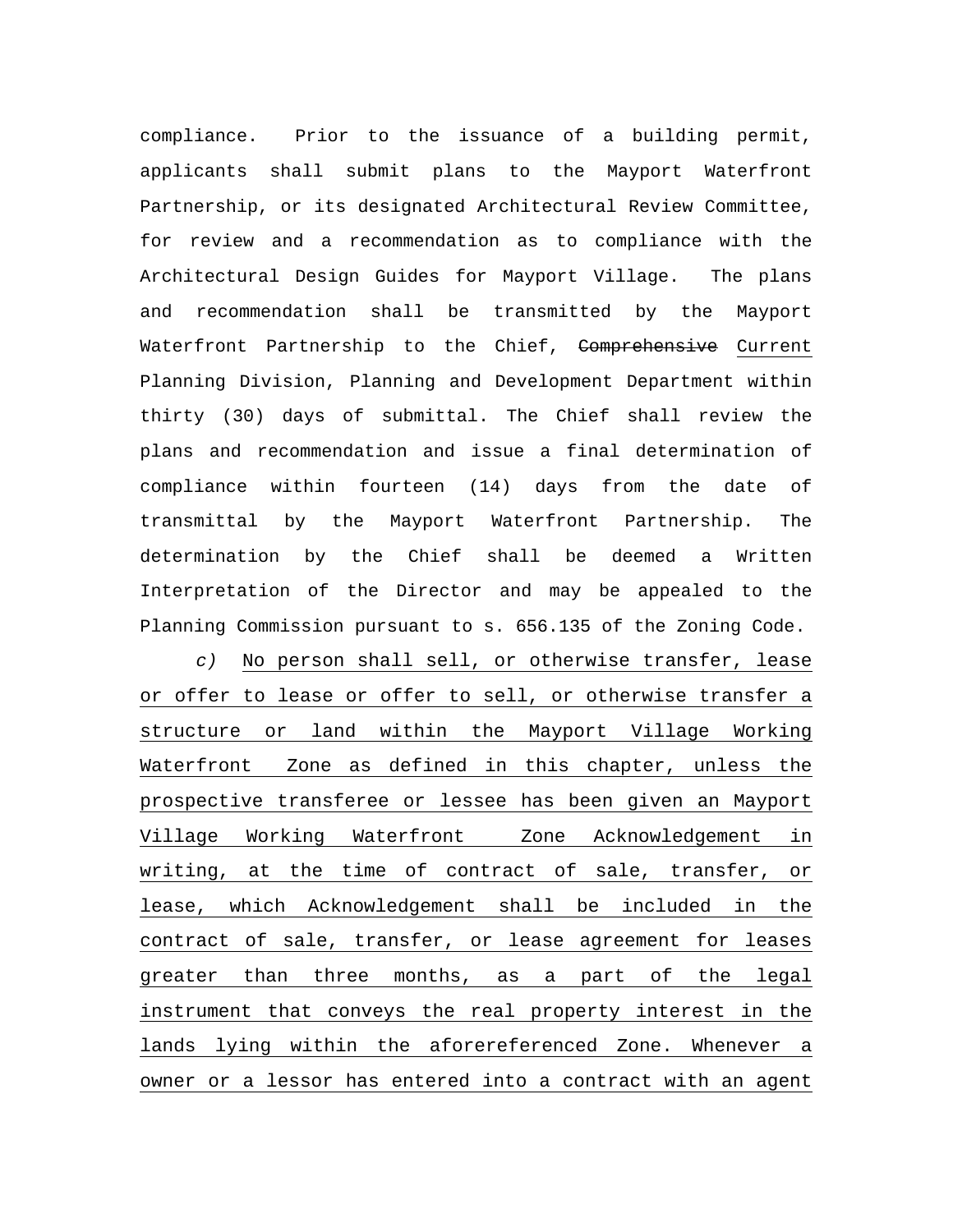compliance. Prior to the issuance of a building permit, applicants shall submit plans to the Mayport Waterfront Partnership, or its designated Architectural Review Committee, for review and a recommendation as to compliance with the Architectural Design Guides for Mayport Village. The plans and recommendation shall be transmitted by the Mayport Waterfront Partnership to the Chief, ~~Comprehensive~~ <u>Current</u> Planning Division, Planning and Development Department within thirty (30) days of submittal. The Chief shall review the plans and recommendation and issue a final determination of compliance within fourteen (14) days from the date of transmittal by the Mayport Waterfront Partnership. The determination by the Chief shall be deemed a Written Interpretation of the Director and may be appealed to the Planning Commission pursuant to s. 656.135 of the Zoning Code.

*c)* <u>No person shall sell, or otherwise transfer, lease or offer to lease or offer to sell, or otherwise transfer a structure or land within the Mayport Village Working Waterfront Zone as defined in this chapter, unless the prospective transferee or lessee has been given an Mayport Village Working Waterfront Zone Acknowledgement in writing, at the time of contract of sale, transfer, or lease, which Acknowledgement shall be included in the contract of sale, transfer, or lease agreement for leases greater than three months, as a part of the legal instrument that conveys the real property interest in the lands lying within the aforereferenced Zone. Whenever a owner or a lessor has entered into a contract with an agent</u>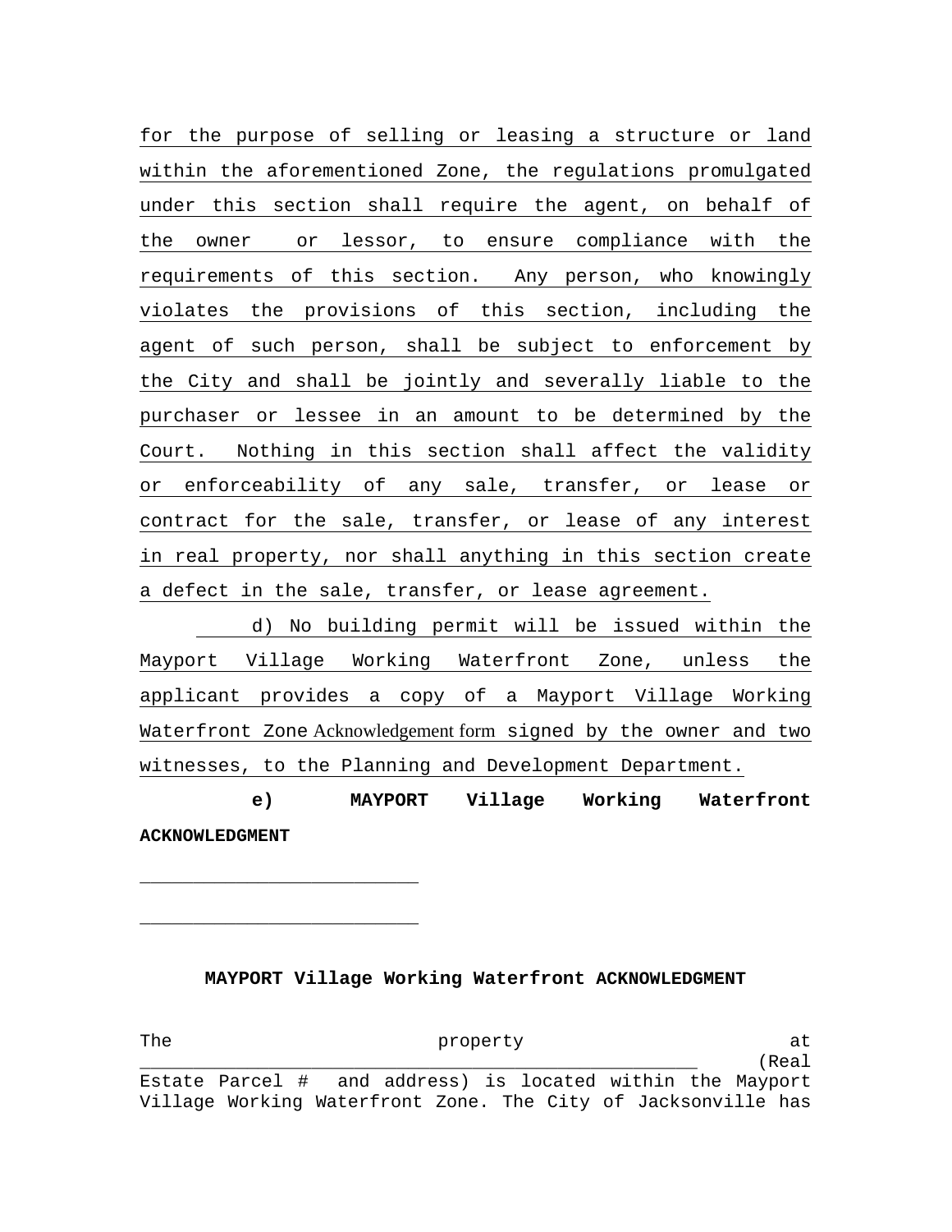for the purpose of selling or leasing a structure or land within the aforementioned Zone, the regulations promulgated under this section shall require the agent, on behalf of the owner or lessor, to ensure compliance with the requirements of this section. Any person, who knowingly violates the provisions of this section, including the agent of such person, shall be subject to enforcement by the City and shall be jointly and severally liable to the purchaser or lessee in an amount to be determined by the Court. Nothing in this section shall affect the validity or enforceability of any sale, transfer, or lease or contract for the sale, transfer, or lease of any interest in real property, nor shall anything in this section create a defect in the sale, transfer, or lease agreement.

d) No building permit will be issued within the Mayport Village Working Waterfront Zone, unless the applicant provides a copy of a Mayport Village Working Waterfront Zone Acknowledgement form signed by the owner and two witnesses, to the Planning and Development Department.

**e) MAYPORT Village Working Waterfront ACKNOWLEDGMENT**

___________________________

___________________________

**MAYPORT Village Working Waterfront ACKNOWLEDGMENT**

The property at ______________________________________________________ (Real Estate Parcel # and address) is located within the Mayport Village Working Waterfront Zone. The City of Jacksonville has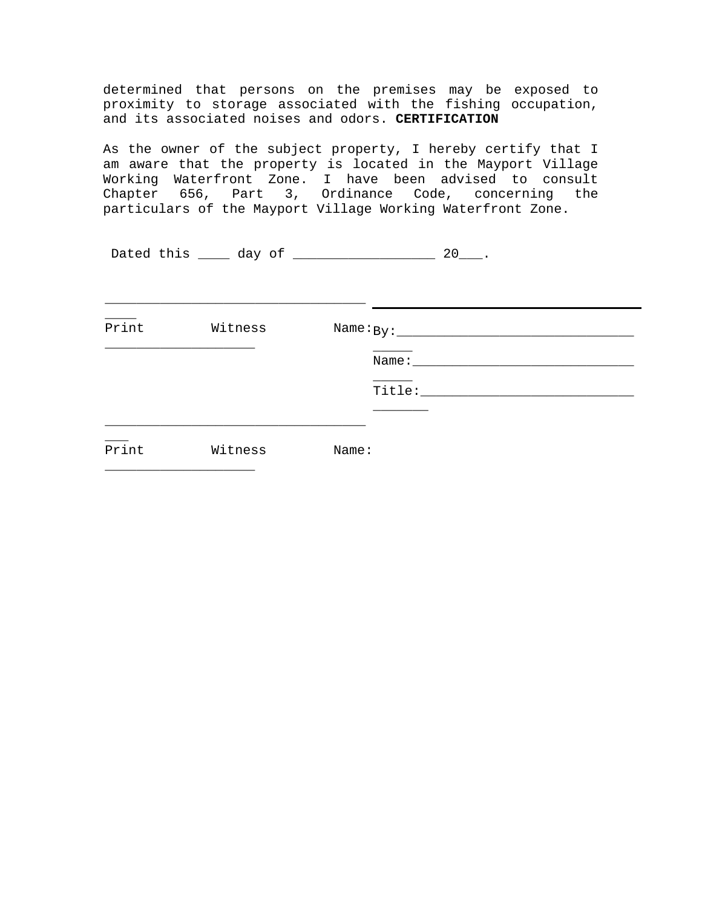determined that persons on the premises may be exposed to proximity to storage associated with the fishing occupation, and its associated noises and odors. **CERTIFICATION**

As the owner of the subject property, I hereby certify that I am aware that the property is located in the Mayport Village Working Waterfront Zone. I have been advised to consult Chapter 656, Part 3, Ordinance Code, concerning the particulars of the Mayport Village Working Waterfront Zone.

Dated this ____ day of __________________ 20___.

_____________________________________

Print Witness Name: ___________________

By:_____________________________________

Name:___________________________________

Title:__________________________________

_____________________________________

Print Witness Name: ___________________